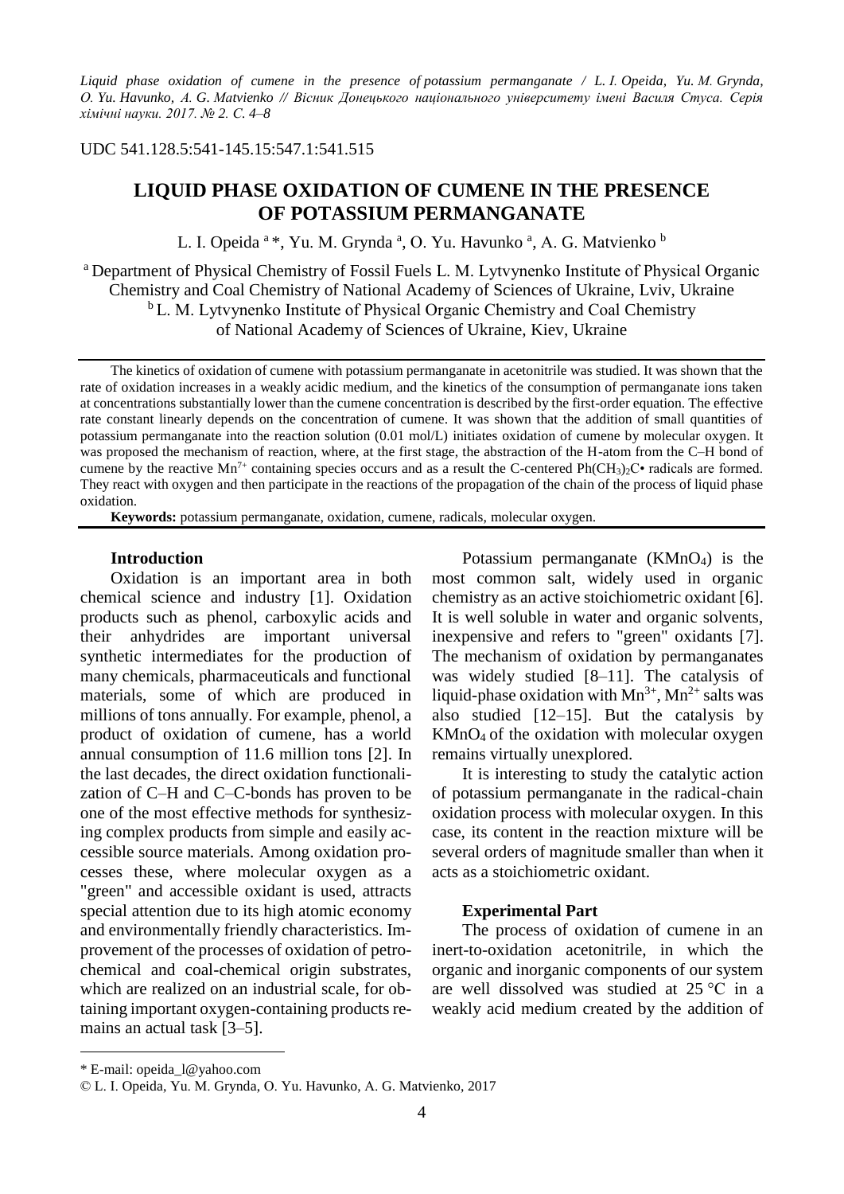*Liquid phase oxidation of cumene in the presence of potassium permanganate / L. I. Opeida, Yu. M. Grynda, O. Yu. Havunko, A. G. Matvienko // Вісник Донецького національного університету імені Василя Стуса. Серія хімічні науки. 2017. № 2. С. 4–8*

UDC 541.128.5:541-145.15:547.1:541.515

# LIQUID PHASE OXIDATION OF CUMENE IN THE PRESENCE OF POTASSIUM PERMANGANATE

L. I. Opeida [a]*, Yu. M. Grynda [a], O. Yu. Havunko [a], A. G. Matvienko [b]

[a] Department of Physical Chemistry of Fossil Fuels L. M. Lytvynenko Institute of Physical Organic Chemistry and Coal Chemistry of National Academy of Sciences of Ukraine, Lviv, Ukraine
[b] L. M. Lytvynenko Institute of Physical Organic Chemistry and Coal Chemistry of National Academy of Sciences of Ukraine, Kiev, Ukraine

The kinetics of oxidation of cumene with potassium permanganate in acetonitrile was studied. It was shown that the rate of oxidation increases in a weakly acidic medium, and the kinetics of the consumption of permanganate ions taken at concentrations substantially lower than the cumene concentration is described by the first-order equation. The effective rate constant linearly depends on the concentration of cumene. It was shown that the addition of small quantities of potassium permanganate into the reaction solution (0.01 mol/L) initiates oxidation of cumene by molecular oxygen. It was proposed the mechanism of reaction, where, at the first stage, the abstraction of the H-atom from the C–H bond of cumene by the reactive $Mn^{7+}$ containing species occurs and as a result the C-centered $Ph(CH_3)_2C$• radicals are formed. They react with oxygen and then participate in the reactions of the propagation of the chain of the process of liquid phase oxidation.

**Keywords:** potassium permanganate, oxidation, cumene, radicals, molecular oxygen.

## Introduction

Oxidation is an important area in both chemical science and industry [1]. Oxidation products such as phenol, carboxylic acids and their anhydrides are important universal synthetic intermediates for the production of many chemicals, pharmaceuticals and functional materials, some of which are produced in millions of tons annually. For example, phenol, a product of oxidation of cumene, has a world annual consumption of 11.6 million tons [2]. In the last decades, the direct oxidation functionalization of C–H and C–C-bonds has proven to be one of the most effective methods for synthesizing complex products from simple and easily accessible source materials. Among oxidation processes these, where molecular oxygen as a "green" and accessible oxidant is used, attracts special attention due to its high atomic economy and environmentally friendly characteristics. Improvement of the processes of oxidation of petrochemical and coal-chemical origin substrates, which are realized on an industrial scale, for obtaining important oxygen-containing products remains an actual task [3–5].

Potassium permanganate ($KMnO_4$) is the most common salt, widely used in organic chemistry as an active stoichiometric oxidant [6]. It is well soluble in water and organic solvents, inexpensive and refers to "green" oxidants [7]. The mechanism of oxidation by permanganates was widely studied [8–11]. The catalysis of liquid-phase oxidation with $Mn^{3+}$, $Mn^{2+}$ salts was also studied [12–15]. But the catalysis by $KMnO_4$ of the oxidation with molecular oxygen remains virtually unexplored.

It is interesting to study the catalytic action of potassium permanganate in the radical-chain oxidation process with molecular oxygen. In this case, its content in the reaction mixture will be several orders of magnitude smaller than when it acts as a stoichiometric oxidant.

## Experimental Part

The process of oxidation of cumene in an inert-to-oxidation acetonitrile, in which the organic and inorganic components of our system are well dissolved was studied at 25 °C in a weakly acid medium created by the addition of

\* E-mail: opeida_l@yahoo.com

© L. I. Opeida, Yu. M. Grynda, O. Yu. Havunko, A. G. Matvienko, 2017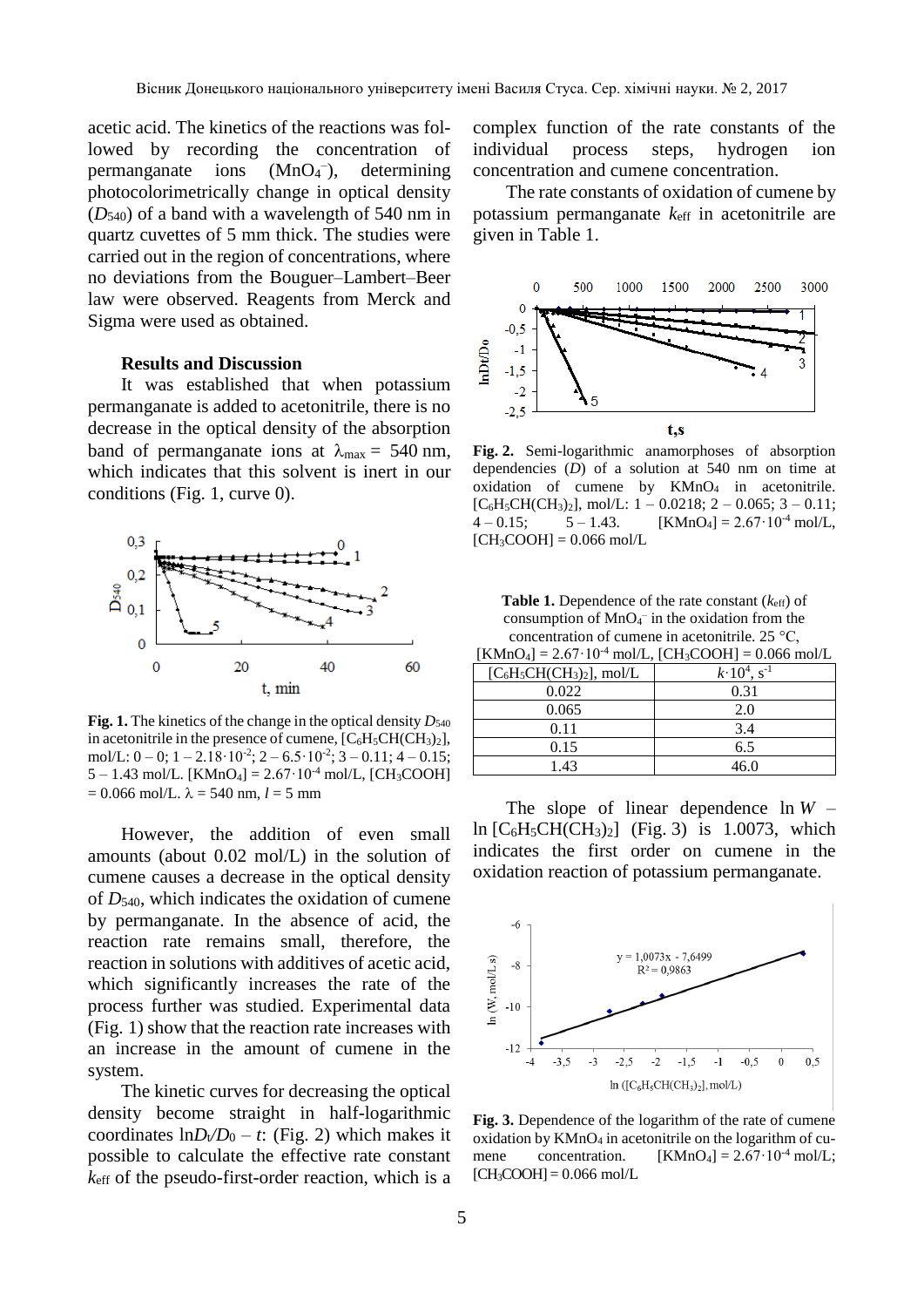acetic acid. The kinetics of the reactions was followed by recording the concentration of permanganate ions ($MnO_4^-$), determining photocolorimetrically change in optical density ($D_{540}$) of a band with a wavelength of 540 nm in quartz cuvettes of 5 mm thick. The studies were carried out in the region of concentrations, where no deviations from the Bouguer–Lambert–Beer law were observed. Reagents from Merck and Sigma were used as obtained.

### Results and Discussion

It was established that when potassium permanganate is added to acetonitrile, there is no decrease in the optical density of the absorption band of permanganate ions at $\lambda_{max}$ = 540 nm, which indicates that this solvent is inert in our conditions (Fig. 1, curve 0).

**Fig. 1.** The kinetics of the change in the optical density $D_{540}$ in acetonitrile in the presence of cumene, $[C_6H_5CH(CH_3)_2]$, mol/L: 0 – 0; 1 – $2.18 \cdot 10^{-2}$; 2 – $6.5 \cdot 10^{-2}$; 3 – 0.11; 4 – 0.15; 5 – 1.43 mol/L. $[KMnO_4] = 2.67 \cdot 10^{-4}$ mol/L, $[CH_3COOH]$ = 0.066 mol/L. $\lambda$ = 540 nm, $l$ = 5 mm

However, the addition of even small amounts (about 0.02 mol/L) in the solution of cumene causes a decrease in the optical density of $D_{540}$, which indicates the oxidation of cumene by permanganate. In the absence of acid, the reaction rate remains small, therefore, the reaction in solutions with additives of acetic acid, which significantly increases the rate of the process further was studied. Experimental data (Fig. 1) show that the reaction rate increases with an increase in the amount of cumene in the system.

The kinetic curves for decreasing the optical density become straight in half-logarithmic coordinates $\ln D_t/D_0 - t$: (Fig. 2) which makes it possible to calculate the effective rate constant $k_{eff}$ of the pseudo-first-order reaction, which is a complex function of the rate constants of the individual process steps, hydrogen ion concentration and cumene concentration.

The rate constants of oxidation of cumene by potassium permanganate $k_{eff}$ in acetonitrile are given in Table 1.

**Fig. 2.** Semi-logarithmic anamorphoses of absorption dependencies ($D$) of a solution at 540 nm on time at oxidation of cumene by $KMnO_4$ in acetonitrile. $[C_6H_5CH(CH_3)_2]$, mol/L: 1 – 0.0218; 2 – 0.065; 3 – 0.11; 4 – 0.15; 5 – 1.43. $[KMnO_4] = 2.67 \cdot 10^{-4}$ mol/L, $[CH_3COOH]$ = 0.066 mol/L

**Table 1.** Dependence of the rate constant ($k_{eff}$) of consumption of $MnO_4^-$ in the oxidation from the concentration of cumene in acetonitrile. 25 °C, $[KMnO_4] = 2.67 \cdot 10^{-4}$ mol/L, $[CH_3COOH]$ = 0.066 mol/L

| $[C_6H_5CH(CH_3)_2]$, mol/L | $k \cdot 10^4$, $s^{-1}$ |
|---|---|
| 0.022 | 0.31 |
| 0.065 | 2.0 |
| 0.11 | 3.4 |
| 0.15 | 6.5 |
| 1.43 | 46.0 |

The slope of linear dependence $\ln W - \ln [C_6H_5CH(CH_3)_2]$ (Fig. 3) is 1.0073, which indicates the first order on cumene in the oxidation reaction of potassium permanganate.

**Fig. 3.** Dependence of the logarithm of the rate of cumene oxidation by $KMnO_4$ in acetonitrile on the logarithm of cumene concentration. $[KMnO_4] = 2.67 \cdot 10^{-4}$ mol/L; $[CH_3COOH]$ = 0.066 mol/L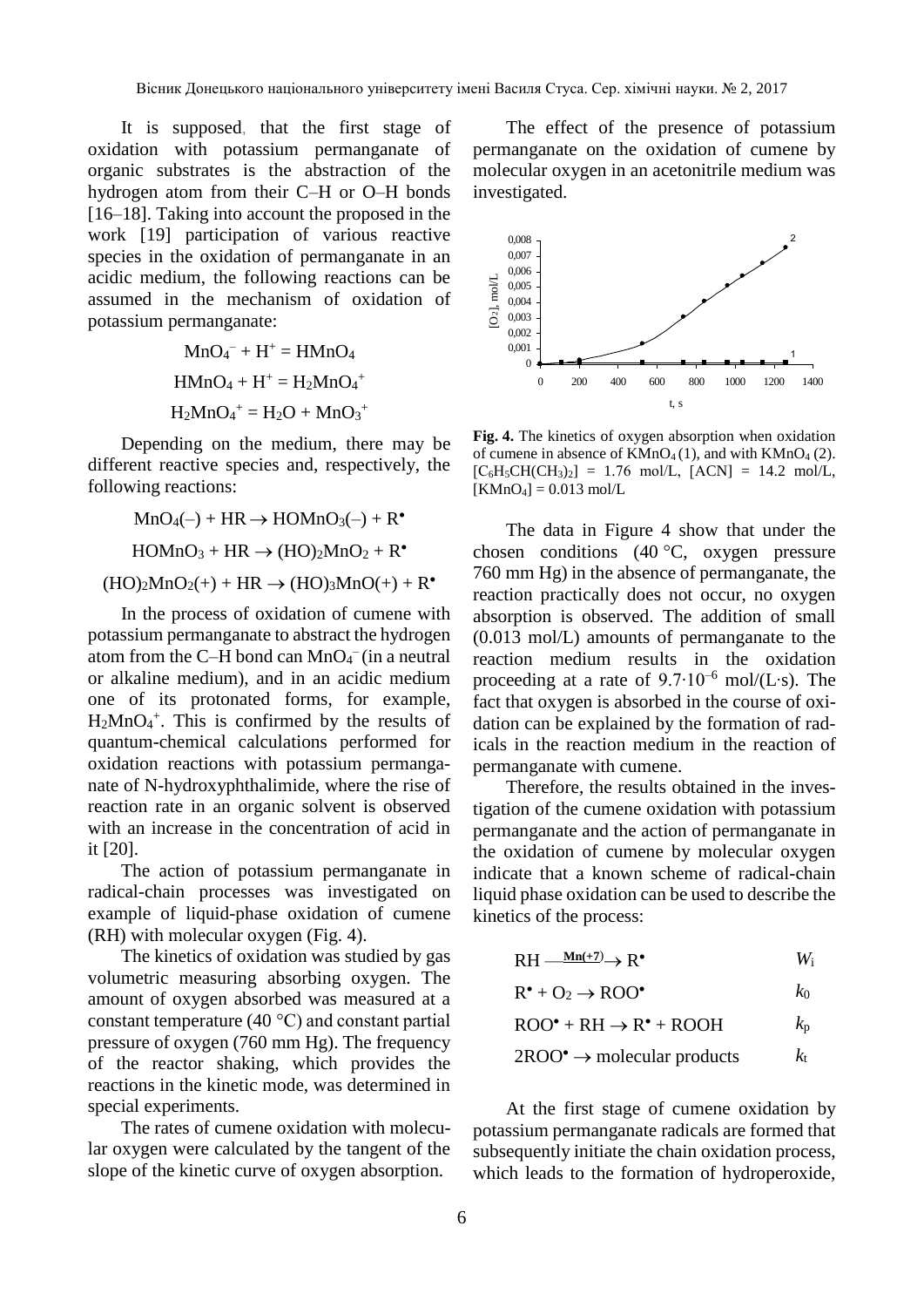It is supposed, that the first stage of oxidation with potassium permanganate of organic substrates is the abstraction of the hydrogen atom from their C–H or O–H bonds [16–18]. Taking into account the proposed in the work [19] participation of various reactive species in the oxidation of permanganate in an acidic medium, the following reactions can be assumed in the mechanism of oxidation of potassium permanganate:

$$MnO_4^- + H^+ = HMnO_4$$

$$HMnO_4 + H^+ = H_2MnO_4^+$$

$$H_2MnO_4^+ = H_2O + MnO_3^+$$

Depending on the medium, there may be different reactive species and, respectively, the following reactions:

$$MnO_4(-) + HR \rightarrow HOMnO_3(-) + R^\bullet$$

$$HOMnO_3 + HR \rightarrow (HO)_2MnO_2 + R^\bullet$$

$$(HO)_2MnO_2(+) + HR \rightarrow (HO)_3MnO(+) + R^\bullet$$

In the process of oxidation of cumene with potassium permanganate to abstract the hydrogen atom from the C–H bond can $MnO_4^-$ (in a neutral or alkaline medium), and in an acidic medium one of its protonated forms, for example, $H_2MnO_4^+$. This is confirmed by the results of quantum-chemical calculations performed for oxidation reactions with potassium permanganate of N-hydroxyphthalimide, where the rise of reaction rate in an organic solvent is observed with an increase in the concentration of acid in it [20].

The action of potassium permanganate in radical-chain processes was investigated on example of liquid-phase oxidation of cumene (RH) with molecular oxygen (Fig. 4).

The kinetics of oxidation was studied by gas volumetric measuring absorbing oxygen. The amount of oxygen absorbed was measured at a constant temperature (40 °C) and constant partial pressure of oxygen (760 mm Hg). The frequency of the reactor shaking, which provides the reactions in the kinetic mode, was determined in special experiments.

The rates of cumene oxidation with molecular oxygen were calculated by the tangent of the slope of the kinetic curve of oxygen absorption.

The effect of the presence of potassium permanganate on the oxidation of cumene by molecular oxygen in an acetonitrile medium was investigated.

**Fig. 4.** The kinetics of oxygen absorption when oxidation of cumene in absence of $KMnO_4$ (1), and with $KMnO_4$ (2). $[C_6H_5CH(CH_3)_2]$ = 1.76 mol/L, [ACN] = 14.2 mol/L, $[KMnO_4]$ = 0.013 mol/L

The data in Figure 4 show that under the chosen conditions (40 °C, oxygen pressure 760 mm Hg) in the absence of permanganate, the reaction practically does not occur, no oxygen absorption is observed. The addition of small (0.013 mol/L) amounts of permanganate to the reaction medium results in the oxidation proceeding at a rate of $9.7 \cdot 10^{-6}$ mol/(L·s). The fact that oxygen is absorbed in the course of oxidation can be explained by the formation of radicals in the reaction medium in the reaction of permanganate with cumene.

Therefore, the results obtained in the investigation of the cumene oxidation with potassium permanganate and the action of permanganate in the oxidation of cumene by molecular oxygen indicate that a known scheme of radical-chain liquid phase oxidation can be used to describe the kinetics of the process:

$$RH \xrightarrow{Mn(+7)} R^\bullet \qquad W_i$$

$$R^\bullet + O_2 \rightarrow ROO^\bullet \qquad k_0$$

$$ROO^\bullet + RH \rightarrow R^\bullet + ROOH \qquad k_p$$

$$2ROO^\bullet \rightarrow \text{molecular products} \qquad k_t$$

At the first stage of cumene oxidation by potassium permanganate radicals are formed that subsequently initiate the chain oxidation process, which leads to the formation of hydroperoxide,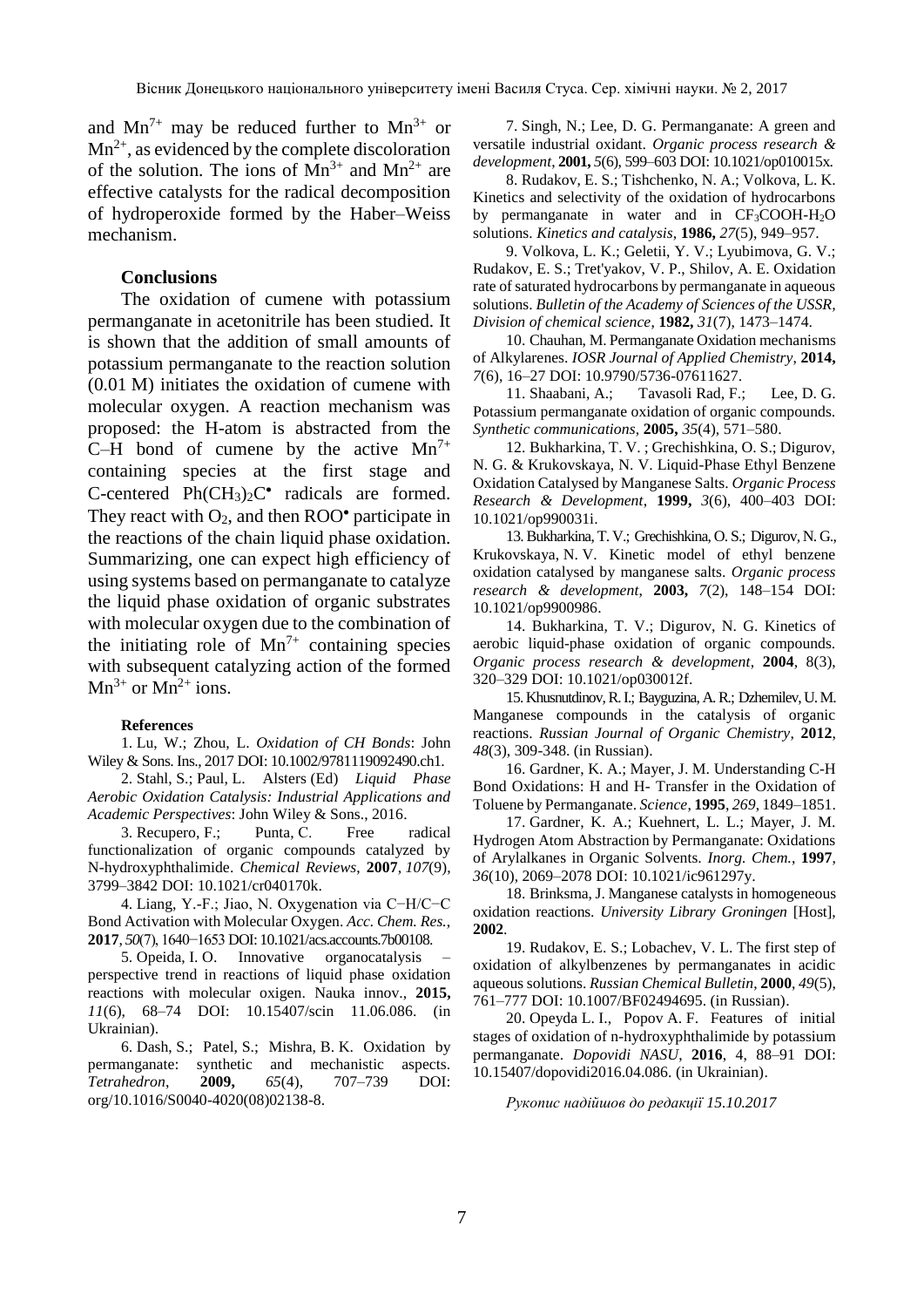and $Mn^{7+}$ may be reduced further to $Mn^{3+}$ or $Mn^{2+}$, as evidenced by the complete discoloration of the solution. The ions of $Mn^{3+}$ and $Mn^{2+}$ are effective catalysts for the radical decomposition of hydroperoxide formed by the Haber–Weiss mechanism.

### Conclusions

The oxidation of cumene with potassium permanganate in acetonitrile has been studied. It is shown that the addition of small amounts of potassium permanganate to the reaction solution (0.01 M) initiates the oxidation of cumene with molecular oxygen. A reaction mechanism was proposed: the H-atom is abstracted from the C–H bond of cumene by the active $Mn^{7+}$ containing species at the first stage and C-centered $Ph(CH_3)_2C^{\bullet}$ radicals are formed. They react with $O_2$, and then $ROO^{\bullet}$ participate in the reactions of the chain liquid phase oxidation. Summarizing, one can expect high efficiency of using systems based on permanganate to catalyze the liquid phase oxidation of organic substrates with molecular oxygen due to the combination of the initiating role of $Mn^{7+}$ containing species with subsequent catalyzing action of the formed $Mn^{3+}$ or $Mn^{2+}$ ions.

#### References

1. Lu, W.; Zhou, L. *Oxidation of CH Bonds*: John Wiley & Sons. Ins., 2017 DOI: 10.1002/9781119092490.ch1.
2. Stahl, S.; Paul, L. Alsters (Ed) *Liquid Phase Aerobic Oxidation Catalysis: Industrial Applications and Academic Perspectives*: John Wiley & Sons., 2016.
3. Recupero, F.; Punta, C. Free radical functionalization of organic compounds catalyzed by N-hydroxyphthalimide. *Chemical Reviews*, **2007**, *107*(9), 3799–3842 DOI: 10.1021/cr040170k.
4. Liang, Y.-F.; Jiao, N. Oxygenation via C−H/C−C Bond Activation with Molecular Oxygen. *Acc. Chem. Res.*, **2017**, *50*(7), 1640−1653 DOI: 10.1021/acs.accounts.7b00108.
5. Opeida, I. O. Innovative organocatalysis – perspective trend in reactions of liquid phase oxidation reactions with molecular oxigen. Nauka innov., **2015,** *11*(6), 68–74 DOI: 10.15407/scin 11.06.086. (in Ukrainian).
6. Dash, S.; Patel, S.; Mishra, B. K. Oxidation by permanganate: synthetic and mechanistic aspects. *Tetrahedron*, **2009,** *65*(4), 707–739 DOI: org/10.1016/S0040-4020(08)02138-8.
7. Singh, N.; Lee, D. G. Permanganate: A green and versatile industrial oxidant. *Organic process research & development*, **2001,** *5*(6), 599–603 DOI: 10.1021/op010015x.
8. Rudakov, E. S.; Tishchenko, N. A.; Volkova, L. K. Kinetics and selectivity of the oxidation of hydrocarbons by permanganate in water and in $CF_3COOH$-$H_2O$ solutions. *Kinetics and catalysis*, **1986,** *27*(5), 949–957.
9. Volkova, L. K.; Geletii, Y. V.; Lyubimova, G. V.; Rudakov, E. S.; Tret'yakov, V. P., Shilov, A. E. Oxidation rate of saturated hydrocarbons by permanganate in aqueous solutions. *Bulletin of the Academy of Sciences of the USSR, Division of chemical science*, **1982,** *31*(7), 1473–1474.
10. Chauhan, M. Permanganate Oxidation mechanisms of Alkylarenes. *IOSR Journal of Applied Chemistry*, **2014,** *7*(6), 16–27 DOI: 10.9790/5736-07611627.
11. Shaabani, A.; Tavasoli Rad, F.; Lee, D. G. Potassium permanganate oxidation of organic compounds. *Synthetic communications*, **2005,** *35*(4), 571–580.
12. Bukharkina, T. V. ; Grechishkina, O. S.; Digurov, N. G. & Krukovskaya, N. V. Liquid-Phase Ethyl Benzene Oxidation Catalysed by Manganese Salts. *Organic Process Research & Development*, **1999,** *3*(6), 400–403 DOI: 10.1021/op990031i.
13. Bukharkina, T. V.; Grechishkina, O. S.; Digurov, N. G., Krukovskaya, N. V. Kinetic model of ethyl benzene oxidation catalysed by manganese salts. *Organic process research & development*, **2003,** *7*(2), 148–154 DOI: 10.1021/op9900986.
14. Bukharkina, T. V.; Digurov, N. G. Kinetics of aerobic liquid-phase oxidation of organic compounds. *Organic process research & development*, **2004**, 8(3), 320–329 DOI: 10.1021/op030012f.
15. Khusnutdinov, R. I.; Bayguzina, A. R.; Dzhemilev, U. M. Manganese compounds in the catalysis of organic reactions. *Russian Journal of Organic Chemistry*, **2012**, *48*(3), 309-348. (in Russian).
16. Gardner, K. A.; Mayer, J. M. Understanding C-H Bond Oxidations: H and H- Transfer in the Oxidation of Toluene by Permanganate. *Science*, **1995**, *269*, 1849–1851.
17. Gardner, K. A.; Kuehnert, L. L.; Mayer, J. M. Hydrogen Atom Abstraction by Permanganate: Oxidations of Arylalkanes in Organic Solvents. *Inorg. Chem.*, **1997**, *36*(10), 2069–2078 DOI: 10.1021/ic961297y.
18. Brinksma, J. Manganese catalysts in homogeneous oxidation reactions. *University Library Groningen* [Host], **2002**.
19. Rudakov, E. S.; Lobachev, V. L. The first step of oxidation of alkylbenzenes by permanganates in acidic aqueous solutions. *Russian Chemical Bulletin*, **2000**, *49*(5), 761–777 DOI: 10.1007/BF02494695. (in Russian).
20. Opeyda L. I., Popov A. F. Features of initial stages of oxidation of n-hydroxyphthalimide by potassium permanganate. *Dopovidi NASU*, **2016**, 4, 88–91 DOI: 10.15407/dopovidi2016.04.086. (in Ukrainian).

*Рукопис надійшов до редакції 15.10.2017*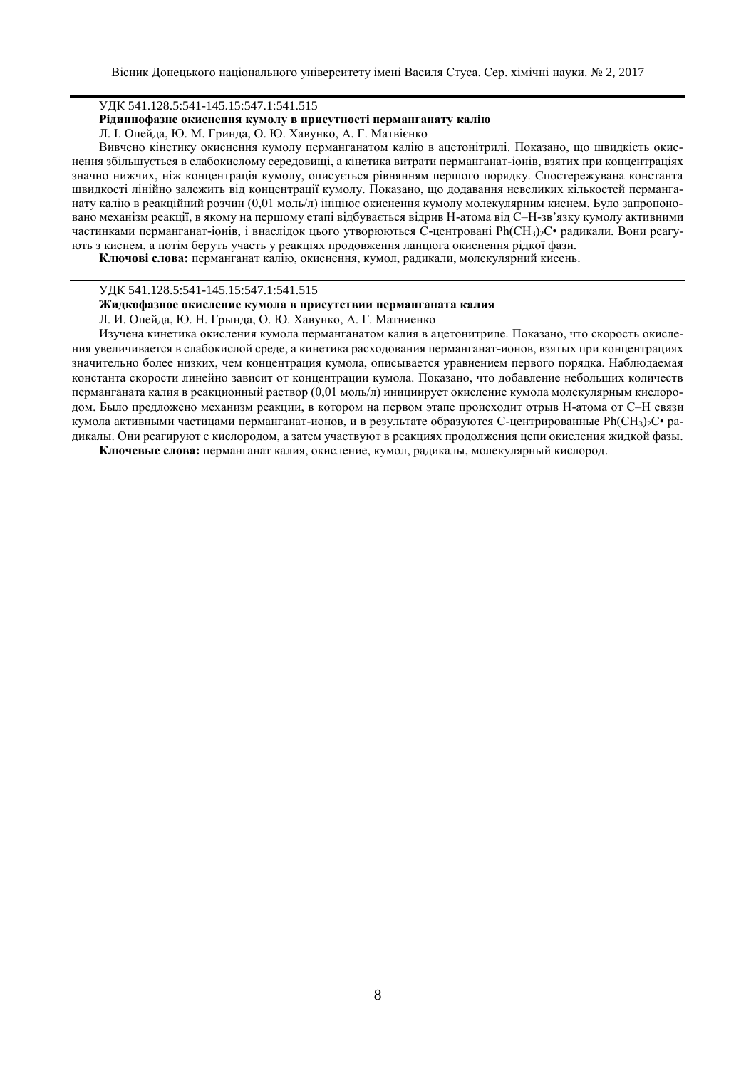УДК 541.128.5:541-145.15:547.1:541.515

**Рідиннофазне окиснення кумолу в присутності перманганату калію**

Л. І. Опейда, Ю. М. Гринда, О. Ю. Хавунко, А. Г. Матвієнко

Вивчено кінетику окиснення кумолу перманганатом калію в ацетонітрилі. Показано, що швидкість окиснення збільшується в слабокислому середовищі, а кінетика витрати перманганат-іонів, взятих при концентраціях значно нижчих, ніж концентрація кумолу, описується рівнянням першого порядку. Спостережувана константа швидкості лінійно залежить від концентрації кумолу. Показано, що додавання невеликих кількостей перманганату калію в реакційний розчин (0,01 моль/л) ініціює окиснення кумолу молекулярним киснем. Було запропоновано механізм реакції, в якому на першому етапі відбувається відрив Н-атома від С–Н-зв'язку кумолу активними частинками перманганат-іонів, і внаслідок цього утворюються С-центровані $Ph(CH_3)_2C•$ радикали. Вони реагують з киснем, а потім беруть участь у реакціях продовження ланцюга окиснення рідкої фази.

**Ключові слова:** перманганат калію, окиснення, кумол, радикали, молекулярний кисень.

---

УДК 541.128.5:541-145.15:547.1:541.515

**Жидкофазное окисление кумола в присутствии перманганата калия**

Л. И. Опейда, Ю. Н. Грында, О. Ю. Хавунко, А. Г. Матвиенко

Изучена кинетика окисления кумола перманганатом калия в ацетонитриле. Показано, что скорость окисления увеличивается в слабокислой среде, а кинетика расходования перманганат-ионов, взятых при концентрациях значительно более низких, чем концентрация кумола, описывается уравнением первого порядка. Наблюдаемая константа скорости линейно зависит от концентрации кумола. Показано, что добавление небольших количеств перманганата калия в реакционный раствор (0,01 моль/л) инициирует окисление кумола молекулярным кислородом. Было предложено механизм реакции, в котором на первом этапе происходит отрыв Н-атома от С–Н связи кумола активными частицами перманганат-ионов, и в результате образуются С-центрированные $Ph(CH_3)_2C•$ радикалы. Они реагируют с кислородом, а затем участвуют в реакциях продолжения цепи окисления жидкой фазы.

**Ключевые слова:** перманганат калия, окисление, кумол, радикалы, молекулярный кислород.